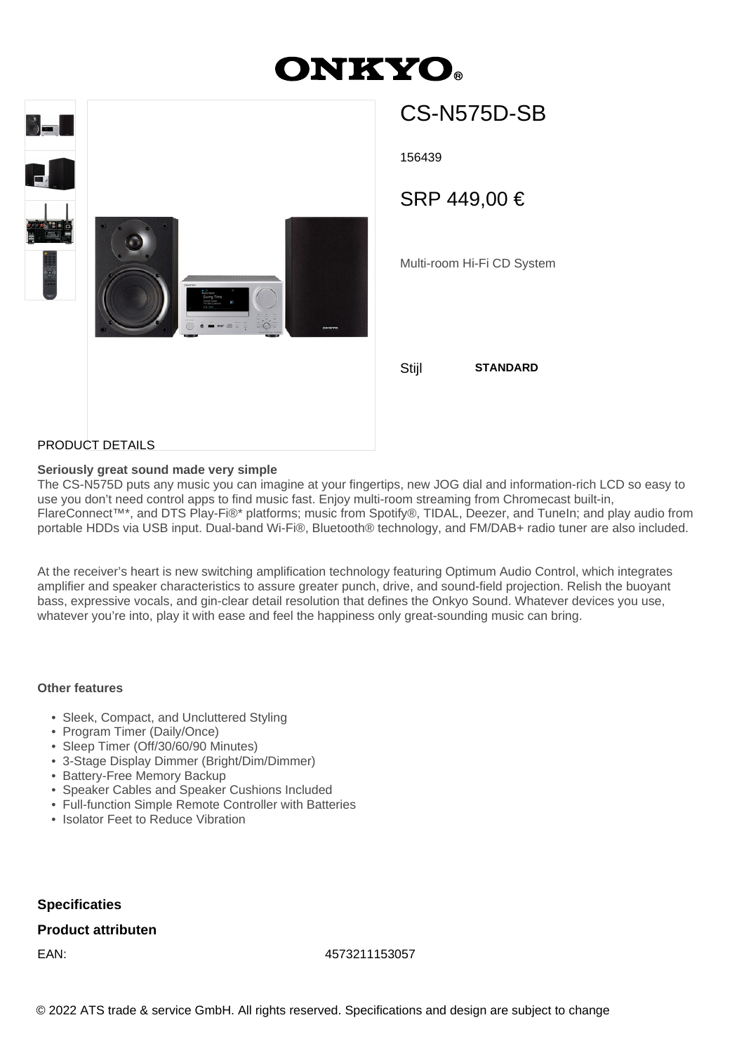# ONKYO

## CS-N575D-SB

156439

SRP 449,00 €

Multi-room Hi-Fi CD System

Stijl **STANDARD**

PRODUCT DETAILS

**Seriously great sound made very simple**

The CS-N575D puts any music you can imagine at your fingertips, new JOG dial and information-rich LCD so easy to use you don't need control apps to find music fast. Enjoy multi-room streaming from Chromecast built-in, FlareConnect™*, and DTS Play-Fi®* platforms; music from Spotify®, TIDAL, Deezer, and TuneIn; and play audio from portable HDDs via USB input. Dual-band Wi-Fi®, Bluetooth® technology, and FM/DAB+ radio tuner are also included.

At the receiver's heart is new switching amplification technology featuring Optimum Audio Control, which integrates amplifier and speaker characteristics to assure greater punch, drive, and sound-field projection. Relish the buoyant bass, expressive vocals, and gin-clear detail resolution that defines the Onkyo Sound. Whatever devices you use, whatever you're into, play it with ease and feel the happiness only great-sounding music can bring.

**Other features**

- Sleek, Compact, and Uncluttered Styling
- Program Timer (Daily/Once)
- Sleep Timer (Off/30/60/90 Minutes)
- 3-Stage Display Dimmer (Bright/Dim/Dimmer)
- Battery-Free Memory Backup
- Speaker Cables and Speaker Cushions Included
- Full-function Simple Remote Controller with Batteries
- Isolator Feet to Reduce Vibration

### Specificaties

### Product attributen

| | |
|---|---|
| EAN: | 4573211153057 |

© 2022 ATS trade & service GmbH. All rights reserved. Specifications and design are subject to change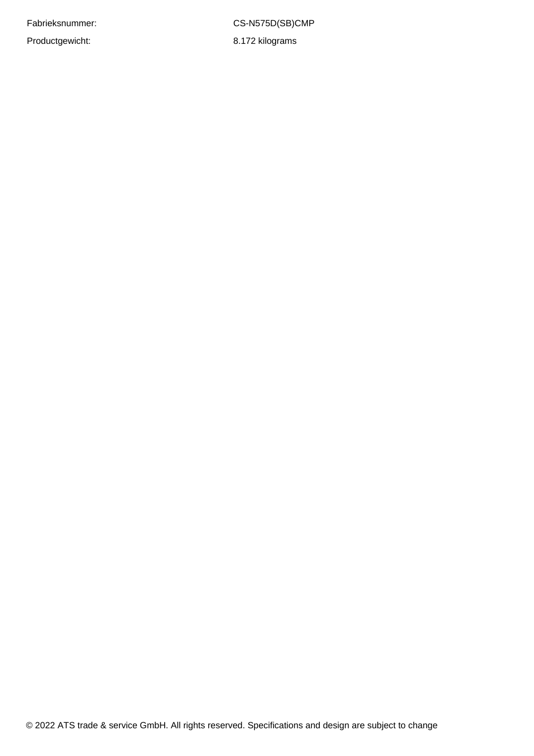| | |
|---|---|
| Fabrieksnummer: | CS-N575D(SB)CMP |
| Productgewicht: | 8.172 kilograms |

© 2022 ATS trade & service GmbH. All rights reserved. Specifications and design are subject to change